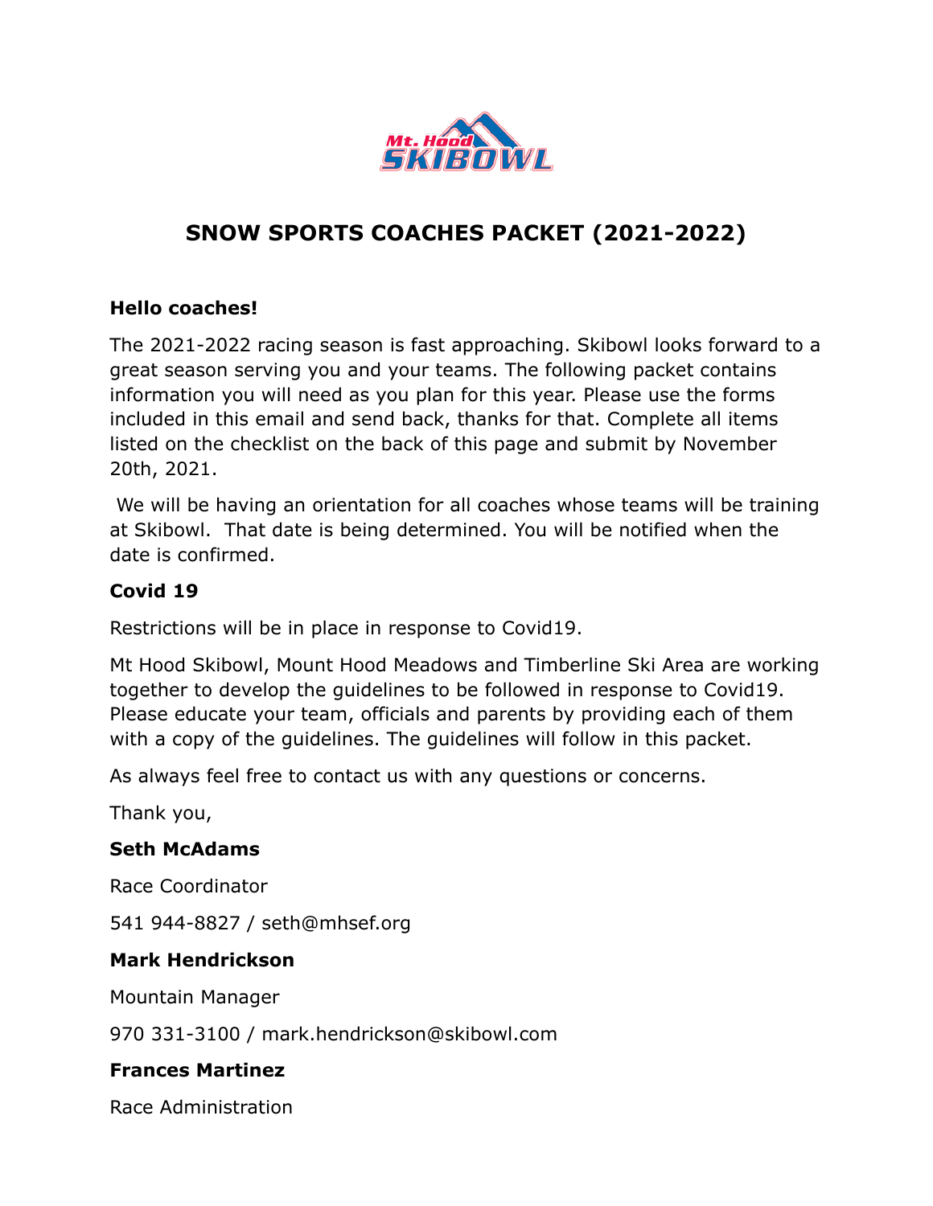# SNOW SPORTS COACHES PACKET (2021-2022)

**Hello coaches!**

The 2021-2022 racing season is fast approaching. Skibowl looks forward to a great season serving you and your teams. The following packet contains information you will need as you plan for this year. Please use the forms included in this email and send back, thanks for that. Complete all items listed on the checklist on the back of this page and submit by November 20th, 2021.

We will be having an orientation for all coaches whose teams will be training at Skibowl. That date is being determined. You will be notified when the date is confirmed.

**Covid 19**

Restrictions will be in place in response to Covid19.

Mt Hood Skibowl, Mount Hood Meadows and Timberline Ski Area are working together to develop the guidelines to be followed in response to Covid19. Please educate your team, officials and parents by providing each of them with a copy of the guidelines. The guidelines will follow in this packet.

As always feel free to contact us with any questions or concerns.

Thank you,

**Seth McAdams**

Race Coordinator

541 944-8827 / seth@mhsef.org

**Mark Hendrickson**

Mountain Manager

970 331-3100 / mark.hendrickson@skibowl.com

**Frances Martinez**

Race Administration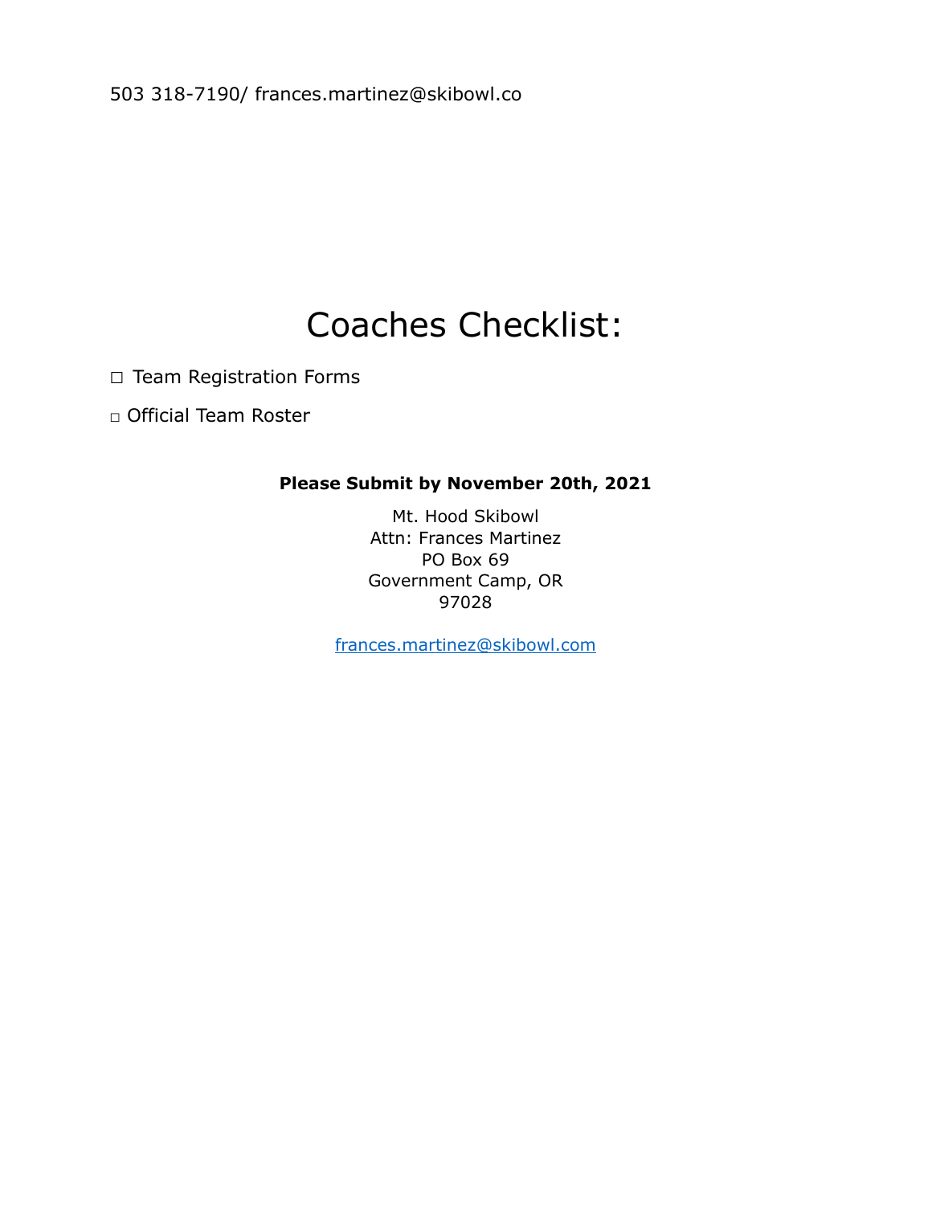503 318-7190/ frances.martinez@skibowl.co

# Coaches Checklist:

□ Team Registration Forms

□ Official Team Roster

**Please Submit by November 20th, 2021**

Mt. Hood Skibowl
Attn: Frances Martinez
PO Box 69
Government Camp, OR
97028

frances.martinez@skibowl.com